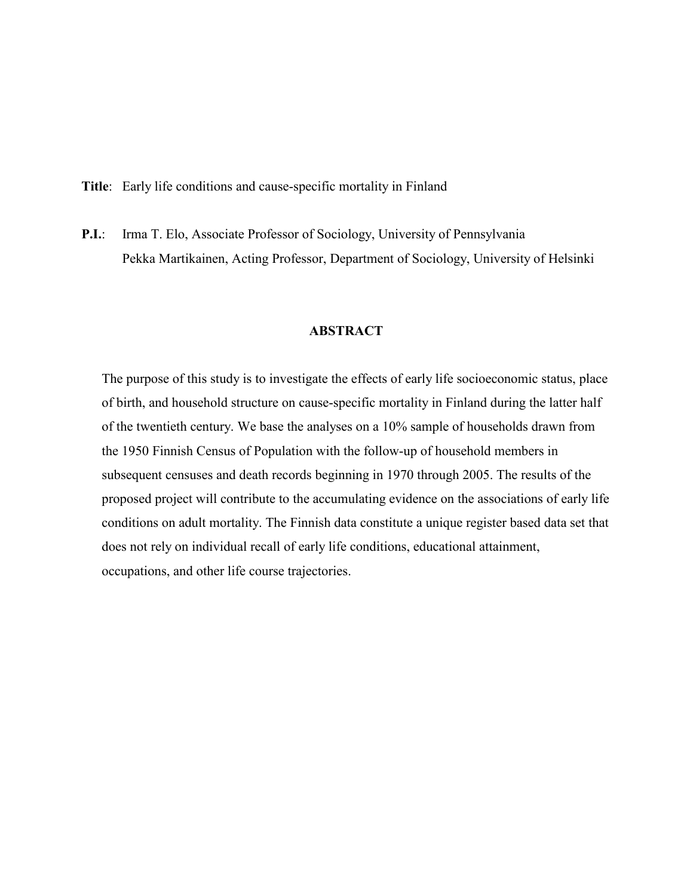**Title**: Early life conditions and cause-specific mortality in Finland

**P.I.**: Irma T. Elo, Associate Professor of Sociology, University of Pennsylvania
Pekka Martikainen, Acting Professor, Department of Sociology, University of Helsinki

## ABSTRACT

The purpose of this study is to investigate the effects of early life socioeconomic status, place of birth, and household structure on cause-specific mortality in Finland during the latter half of the twentieth century. We base the analyses on a 10% sample of households drawn from the 1950 Finnish Census of Population with the follow-up of household members in subsequent censuses and death records beginning in 1970 through 2005. The results of the proposed project will contribute to the accumulating evidence on the associations of early life conditions on adult mortality. The Finnish data constitute a unique register based data set that does not rely on individual recall of early life conditions, educational attainment, occupations, and other life course trajectories.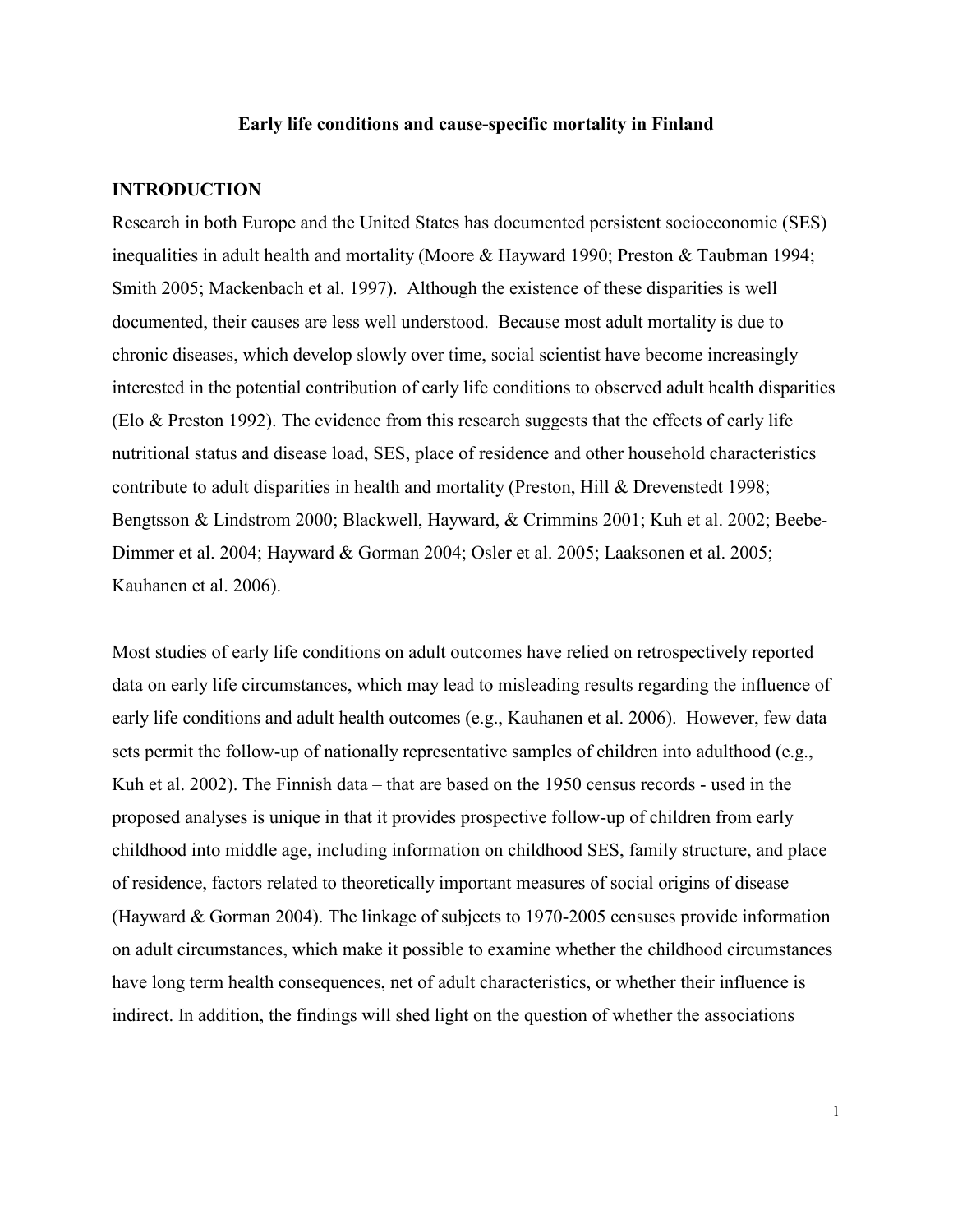**Early life conditions and cause-specific mortality in Finland**

## INTRODUCTION

Research in both Europe and the United States has documented persistent socioeconomic (SES) inequalities in adult health and mortality (Moore & Hayward 1990; Preston & Taubman 1994; Smith 2005; Mackenbach et al. 1997). Although the existence of these disparities is well documented, their causes are less well understood. Because most adult mortality is due to chronic diseases, which develop slowly over time, social scientist have become increasingly interested in the potential contribution of early life conditions to observed adult health disparities (Elo & Preston 1992). The evidence from this research suggests that the effects of early life nutritional status and disease load, SES, place of residence and other household characteristics contribute to adult disparities in health and mortality (Preston, Hill & Drevenstedt 1998; Bengtsson & Lindstrom 2000; Blackwell, Hayward, & Crimmins 2001; Kuh et al. 2002; Beebe-Dimmer et al. 2004; Hayward & Gorman 2004; Osler et al. 2005; Laaksonen et al. 2005; Kauhanen et al. 2006).

Most studies of early life conditions on adult outcomes have relied on retrospectively reported data on early life circumstances, which may lead to misleading results regarding the influence of early life conditions and adult health outcomes (e.g., Kauhanen et al. 2006). However, few data sets permit the follow-up of nationally representative samples of children into adulthood (e.g., Kuh et al. 2002). The Finnish data – that are based on the 1950 census records - used in the proposed analyses is unique in that it provides prospective follow-up of children from early childhood into middle age, including information on childhood SES, family structure, and place of residence, factors related to theoretically important measures of social origins of disease (Hayward & Gorman 2004). The linkage of subjects to 1970-2005 censuses provide information on adult circumstances, which make it possible to examine whether the childhood circumstances have long term health consequences, net of adult characteristics, or whether their influence is indirect. In addition, the findings will shed light on the question of whether the associations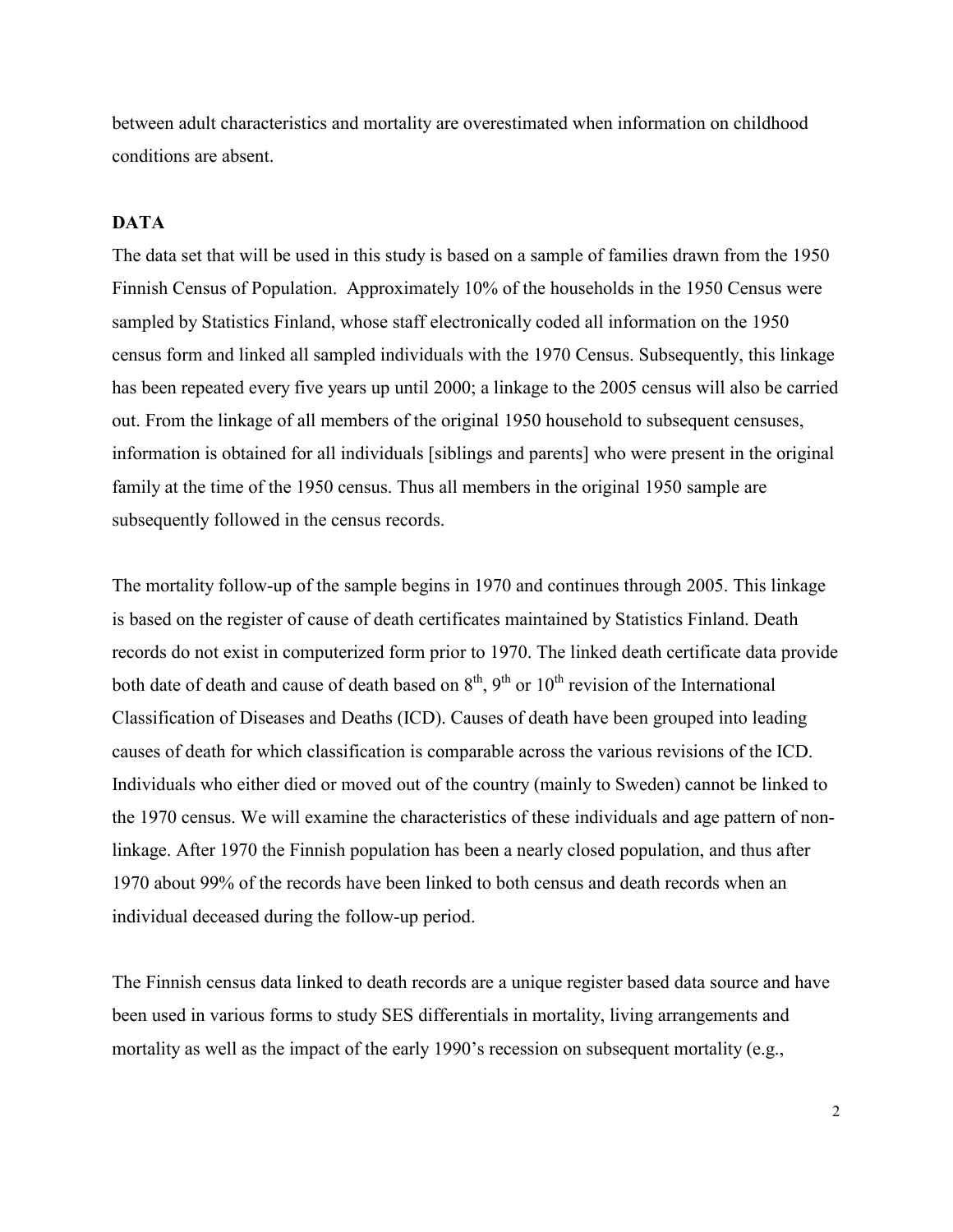between adult characteristics and mortality are overestimated when information on childhood conditions are absent.

## DATA

The data set that will be used in this study is based on a sample of families drawn from the 1950 Finnish Census of Population. Approximately 10% of the households in the 1950 Census were sampled by Statistics Finland, whose staff electronically coded all information on the 1950 census form and linked all sampled individuals with the 1970 Census. Subsequently, this linkage has been repeated every five years up until 2000; a linkage to the 2005 census will also be carried out. From the linkage of all members of the original 1950 household to subsequent censuses, information is obtained for all individuals [siblings and parents] who were present in the original family at the time of the 1950 census. Thus all members in the original 1950 sample are subsequently followed in the census records.

The mortality follow-up of the sample begins in 1970 and continues through 2005. This linkage is based on the register of cause of death certificates maintained by Statistics Finland. Death records do not exist in computerized form prior to 1970. The linked death certificate data provide both date of death and cause of death based on 8th, 9th or 10th revision of the International Classification of Diseases and Deaths (ICD). Causes of death have been grouped into leading causes of death for which classification is comparable across the various revisions of the ICD. Individuals who either died or moved out of the country (mainly to Sweden) cannot be linked to the 1970 census. We will examine the characteristics of these individuals and age pattern of non-linkage. After 1970 the Finnish population has been a nearly closed population, and thus after 1970 about 99% of the records have been linked to both census and death records when an individual deceased during the follow-up period.

The Finnish census data linked to death records are a unique register based data source and have been used in various forms to study SES differentials in mortality, living arrangements and mortality as well as the impact of the early 1990's recession on subsequent mortality (e.g.,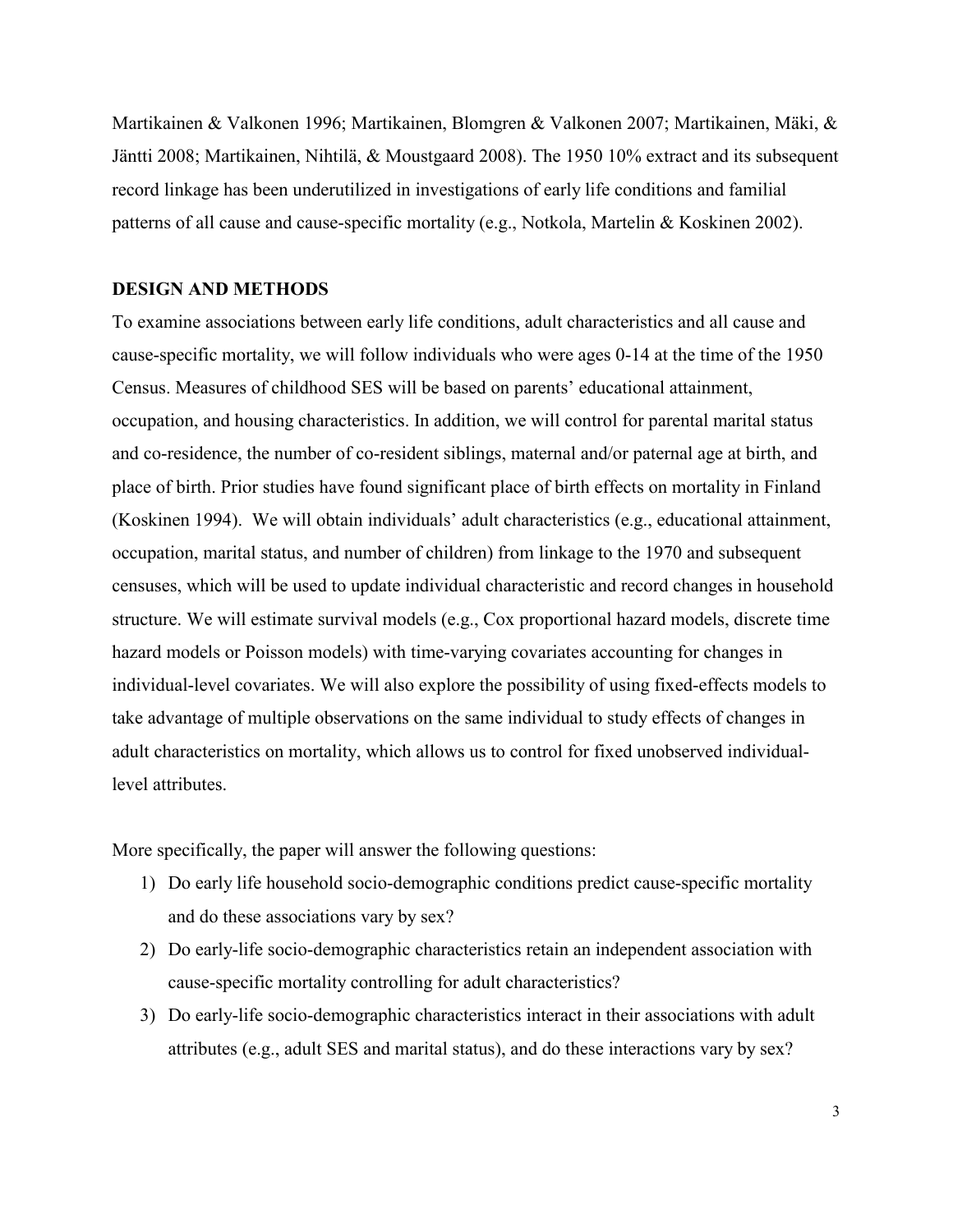Martikainen & Valkonen 1996; Martikainen, Blomgren & Valkonen 2007; Martikainen, Mäki, & Jäntti 2008; Martikainen, Nihtilä, & Moustgaard 2008). The 1950 10% extract and its subsequent record linkage has been underutilized in investigations of early life conditions and familial patterns of all cause and cause-specific mortality (e.g., Notkola, Martelin & Koskinen 2002).

## DESIGN AND METHODS

To examine associations between early life conditions, adult characteristics and all cause and cause-specific mortality, we will follow individuals who were ages 0-14 at the time of the 1950 Census. Measures of childhood SES will be based on parents' educational attainment, occupation, and housing characteristics. In addition, we will control for parental marital status and co-residence, the number of co-resident siblings, maternal and/or paternal age at birth, and place of birth. Prior studies have found significant place of birth effects on mortality in Finland (Koskinen 1994). We will obtain individuals' adult characteristics (e.g., educational attainment, occupation, marital status, and number of children) from linkage to the 1970 and subsequent censuses, which will be used to update individual characteristic and record changes in household structure. We will estimate survival models (e.g., Cox proportional hazard models, discrete time hazard models or Poisson models) with time-varying covariates accounting for changes in individual-level covariates. We will also explore the possibility of using fixed-effects models to take advantage of multiple observations on the same individual to study effects of changes in adult characteristics on mortality, which allows us to control for fixed unobserved individual-level attributes.

More specifically, the paper will answer the following questions:

1) Do early life household socio-demographic conditions predict cause-specific mortality and do these associations vary by sex?
2) Do early-life socio-demographic characteristics retain an independent association with cause-specific mortality controlling for adult characteristics?
3) Do early-life socio-demographic characteristics interact in their associations with adult attributes (e.g., adult SES and marital status), and do these interactions vary by sex?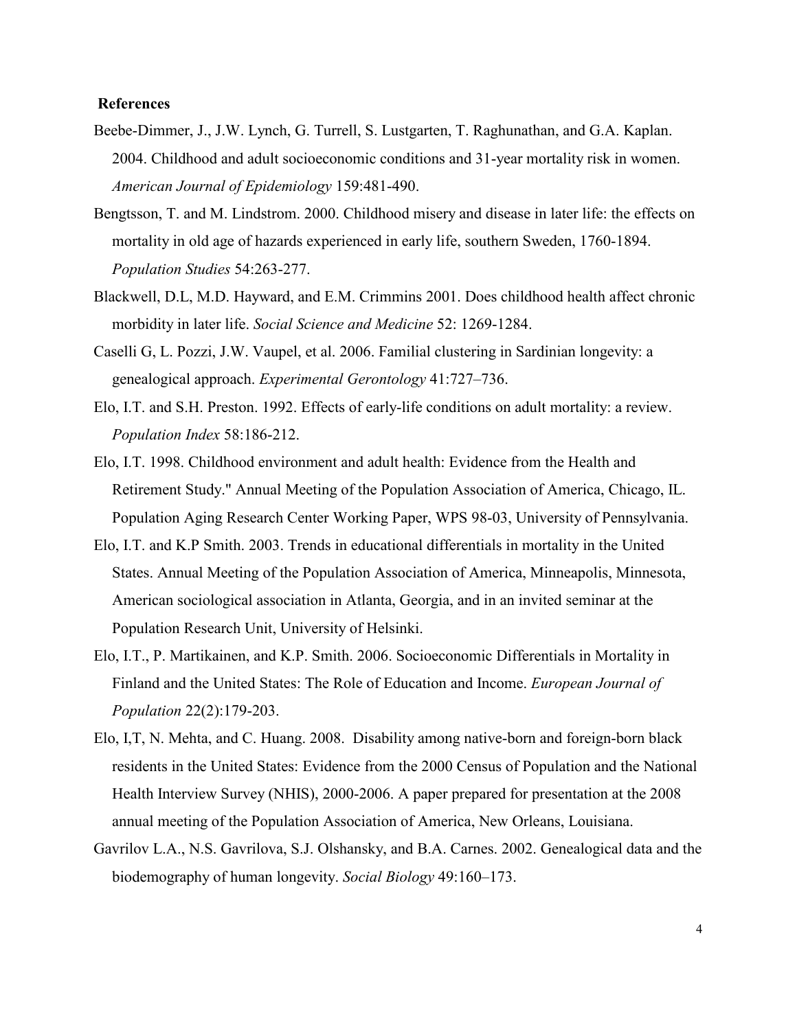## References

Beebe-Dimmer, J., J.W. Lynch, G. Turrell, S. Lustgarten, T. Raghunathan, and G.A. Kaplan. 2004. Childhood and adult socioeconomic conditions and 31-year mortality risk in women. *American Journal of Epidemiology* 159:481-490.

Bengtsson, T. and M. Lindstrom. 2000. Childhood misery and disease in later life: the effects on mortality in old age of hazards experienced in early life, southern Sweden, 1760-1894. *Population Studies* 54:263-277.

Blackwell, D.L, M.D. Hayward, and E.M. Crimmins 2001. Does childhood health affect chronic morbidity in later life. *Social Science and Medicine* 52: 1269-1284.

Caselli G, L. Pozzi, J.W. Vaupel, et al. 2006. Familial clustering in Sardinian longevity: a genealogical approach. *Experimental Gerontology* 41:727–736.

Elo, I.T. and S.H. Preston. 1992. Effects of early-life conditions on adult mortality: a review. *Population Index* 58:186-212.

Elo, I.T. 1998. Childhood environment and adult health: Evidence from the Health and Retirement Study." Annual Meeting of the Population Association of America, Chicago, IL. Population Aging Research Center Working Paper, WPS 98-03, University of Pennsylvania.

Elo, I.T. and K.P Smith. 2003. Trends in educational differentials in mortality in the United States. Annual Meeting of the Population Association of America, Minneapolis, Minnesota, American sociological association in Atlanta, Georgia, and in an invited seminar at the Population Research Unit, University of Helsinki.

Elo, I.T., P. Martikainen, and K.P. Smith. 2006. Socioeconomic Differentials in Mortality in Finland and the United States: The Role of Education and Income. *European Journal of Population* 22(2):179-203.

Elo, I,T, N. Mehta, and C. Huang. 2008. Disability among native-born and foreign-born black residents in the United States: Evidence from the 2000 Census of Population and the National Health Interview Survey (NHIS), 2000-2006. A paper prepared for presentation at the 2008 annual meeting of the Population Association of America, New Orleans, Louisiana.

Gavrilov L.A., N.S. Gavrilova, S.J. Olshansky, and B.A. Carnes. 2002. Genealogical data and the biodemography of human longevity. *Social Biology* 49:160–173.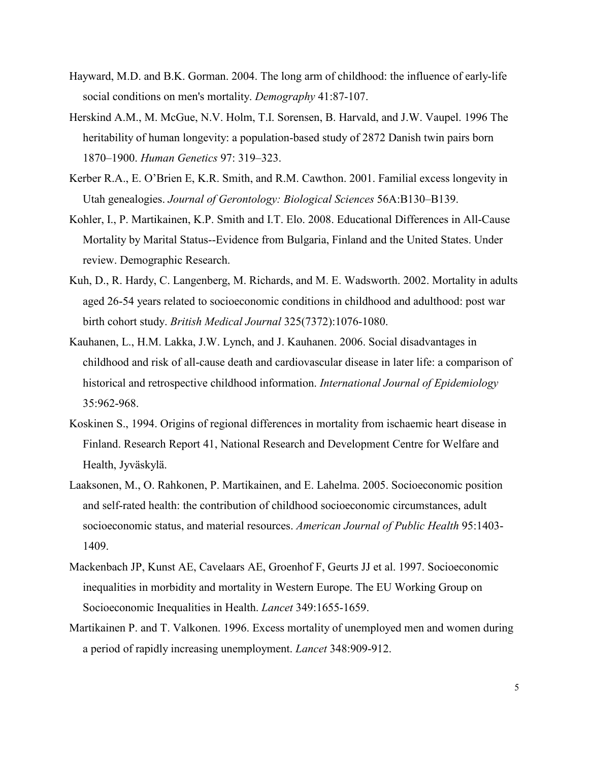Hayward, M.D. and B.K. Gorman. 2004. The long arm of childhood: the influence of early-life social conditions on men's mortality. *Demography* 41:87-107.

Herskind A.M., M. McGue, N.V. Holm, T.I. Sorensen, B. Harvald, and J.W. Vaupel. 1996 The heritability of human longevity: a population-based study of 2872 Danish twin pairs born 1870–1900. *Human Genetics* 97: 319–323.

Kerber R.A., E. O'Brien E, K.R. Smith, and R.M. Cawthon. 2001. Familial excess longevity in Utah genealogies. *Journal of Gerontology: Biological Sciences* 56A:B130–B139.

Kohler, I., P. Martikainen, K.P. Smith and I.T. Elo. 2008. Educational Differences in All-Cause Mortality by Marital Status--Evidence from Bulgaria, Finland and the United States. Under review. Demographic Research.

Kuh, D., R. Hardy, C. Langenberg, M. Richards, and M. E. Wadsworth. 2002. Mortality in adults aged 26-54 years related to socioeconomic conditions in childhood and adulthood: post war birth cohort study. *British Medical Journal* 325(7372):1076-1080.

Kauhanen, L., H.M. Lakka, J.W. Lynch, and J. Kauhanen. 2006. Social disadvantages in childhood and risk of all-cause death and cardiovascular disease in later life: a comparison of historical and retrospective childhood information. *International Journal of Epidemiology* 35:962-968.

Koskinen S., 1994. Origins of regional differences in mortality from ischaemic heart disease in Finland. Research Report 41, National Research and Development Centre for Welfare and Health, Jyväskylä.

Laaksonen, M., O. Rahkonen, P. Martikainen, and E. Lahelma. 2005. Socioeconomic position and self-rated health: the contribution of childhood socioeconomic circumstances, adult socioeconomic status, and material resources. *American Journal of Public Health* 95:1403-1409.

Mackenbach JP, Kunst AE, Cavelaars AE, Groenhof F, Geurts JJ et al. 1997. Socioeconomic inequalities in morbidity and mortality in Western Europe. The EU Working Group on Socioeconomic Inequalities in Health. *Lancet* 349:1655-1659.

Martikainen P. and T. Valkonen. 1996. Excess mortality of unemployed men and women during a period of rapidly increasing unemployment. *Lancet* 348:909-912.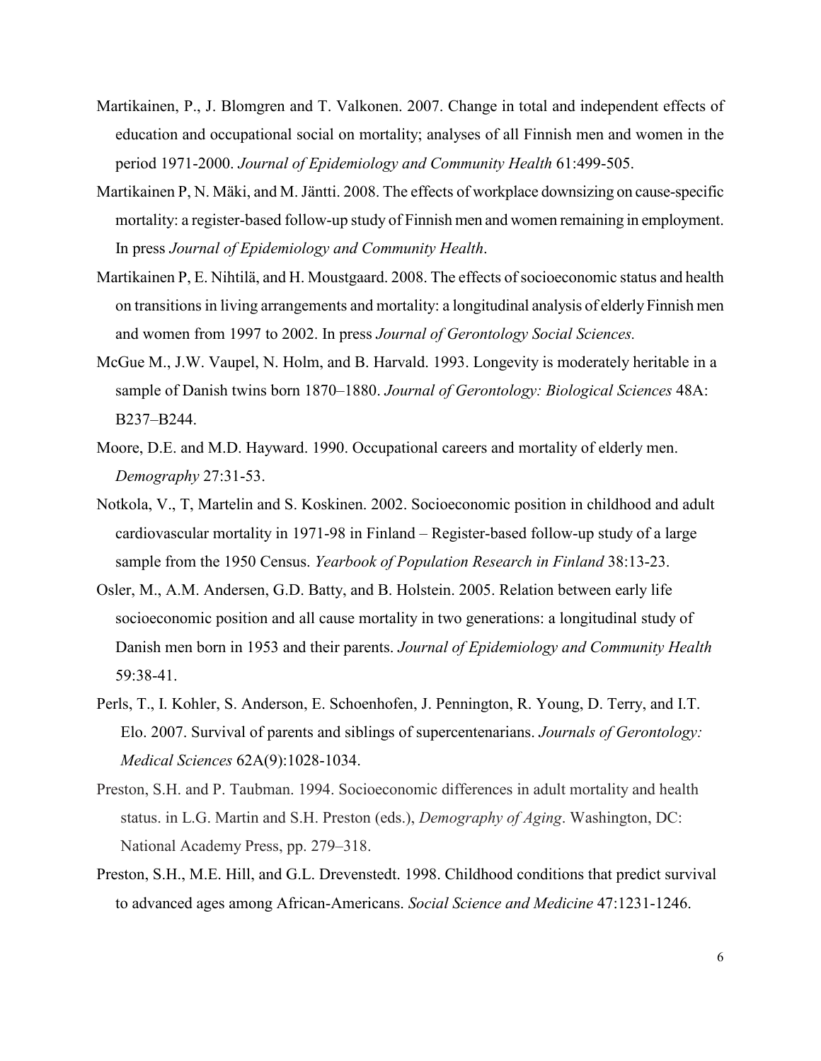Martikainen, P., J. Blomgren and T. Valkonen. 2007. Change in total and independent effects of education and occupational social on mortality; analyses of all Finnish men and women in the period 1971-2000. *Journal of Epidemiology and Community Health* 61:499-505.

Martikainen P, N. Mäki, and M. Jäntti. 2008. The effects of workplace downsizing on cause-specific mortality: a register-based follow-up study of Finnish men and women remaining in employment. In press *Journal of Epidemiology and Community Health*.

Martikainen P, E. Nihtilä, and H. Moustgaard. 2008. The effects of socioeconomic status and health on transitions in living arrangements and mortality: a longitudinal analysis of elderly Finnish men and women from 1997 to 2002. In press *Journal of Gerontology Social Sciences.*

McGue M., J.W. Vaupel, N. Holm, and B. Harvald. 1993. Longevity is moderately heritable in a sample of Danish twins born 1870–1880. *Journal of Gerontology: Biological Sciences* 48A: B237–B244.

Moore, D.E. and M.D. Hayward. 1990. Occupational careers and mortality of elderly men. *Demography* 27:31-53.

Notkola, V., T, Martelin and S. Koskinen. 2002. Socioeconomic position in childhood and adult cardiovascular mortality in 1971-98 in Finland – Register-based follow-up study of a large sample from the 1950 Census. *Yearbook of Population Research in Finland* 38:13-23.

Osler, M., A.M. Andersen, G.D. Batty, and B. Holstein. 2005. Relation between early life socioeconomic position and all cause mortality in two generations: a longitudinal study of Danish men born in 1953 and their parents. *Journal of Epidemiology and Community Health* 59:38-41.

Perls, T., I. Kohler, S. Anderson, E. Schoenhofen, J. Pennington, R. Young, D. Terry, and I.T. Elo. 2007. Survival of parents and siblings of supercentenarians. *Journals of Gerontology: Medical Sciences* 62A(9):1028-1034.

Preston, S.H. and P. Taubman. 1994. Socioeconomic differences in adult mortality and health status. in L.G. Martin and S.H. Preston (eds.), *Demography of Aging*. Washington, DC: National Academy Press, pp. 279–318.

Preston, S.H., M.E. Hill, and G.L. Drevenstedt. 1998. Childhood conditions that predict survival to advanced ages among African-Americans. *Social Science and Medicine* 47:1231-1246.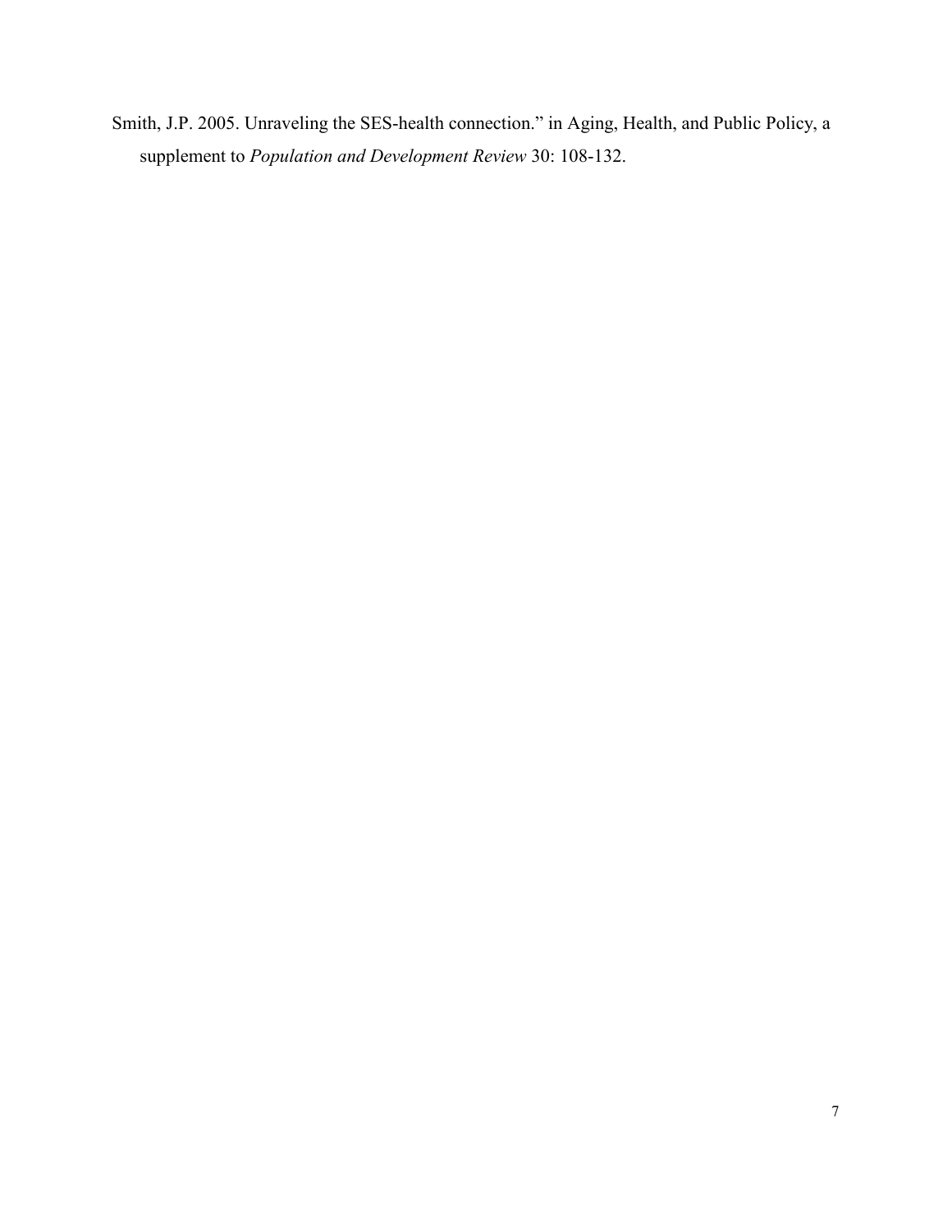Smith, J.P. 2005. Unraveling the SES-health connection." in Aging, Health, and Public Policy, a supplement to *Population and Development Review* 30: 108-132.